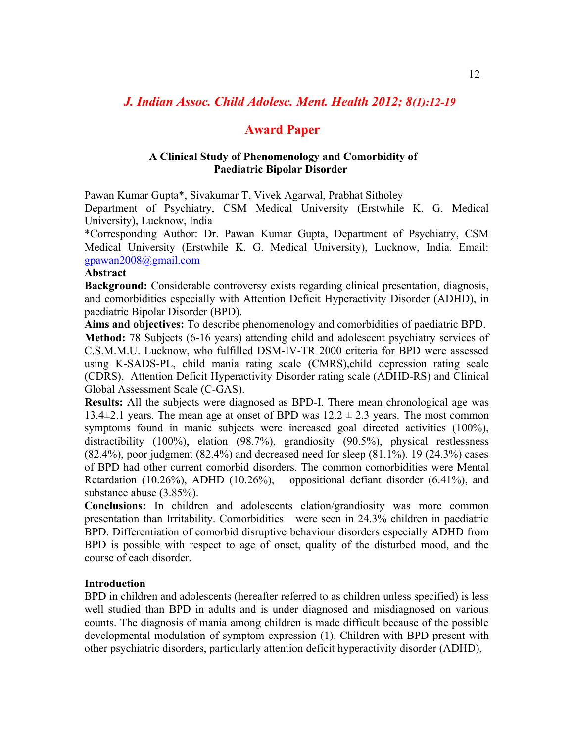## Award Paper

# A Clinical Study of Phenomenology and Comorbidity of Paediatric Bipolar Disorder

Pawan Kumar Gupta*, Sivakumar T, Vivek Agarwal, Prabhat Sitholey

Department of Psychiatry, CSM Medical University (Erstwhile K. G. Medical University), Lucknow, India

*Corresponding Author: Dr. Pawan Kumar Gupta, Department of Psychiatry, CSM Medical University (Erstwhile K. G. Medical University), Lucknow, India. Email: gpawan2008@gmail.com

**Abstract**

**Background:** Considerable controversy exists regarding clinical presentation, diagnosis, and comorbidities especially with Attention Deficit Hyperactivity Disorder (ADHD), in paediatric Bipolar Disorder (BPD).

**Aims and objectives:** To describe phenomenology and comorbidities of paediatric BPD.

**Method:** 78 Subjects (6-16 years) attending child and adolescent psychiatry services of C.S.M.M.U. Lucknow, who fulfilled DSM-IV-TR 2000 criteria for BPD were assessed using K-SADS-PL, child mania rating scale (CMRS),child depression rating scale (CDRS), Attention Deficit Hyperactivity Disorder rating scale (ADHD-RS) and Clinical Global Assessment Scale (C-GAS).

**Results:** All the subjects were diagnosed as BPD-I. There mean chronological age was 13.4±2.1 years. The mean age at onset of BPD was 12.2 ± 2.3 years. The most common symptoms found in manic subjects were increased goal directed activities (100%), distractibility (100%), elation (98.7%), grandiosity (90.5%), physical restlessness (82.4%), poor judgment (82.4%) and decreased need for sleep (81.1%). 19 (24.3%) cases of BPD had other current comorbid disorders. The common comorbidities were Mental Retardation (10.26%), ADHD (10.26%), oppositional defiant disorder (6.41%), and substance abuse (3.85%).

**Conclusions:** In children and adolescents elation/grandiosity was more common presentation than Irritability. Comorbidities were seen in 24.3% children in paediatric BPD. Differentiation of comorbid disruptive behaviour disorders especially ADHD from BPD is possible with respect to age of onset, quality of the disturbed mood, and the course of each disorder.

## Introduction

BPD in children and adolescents (hereafter referred to as children unless specified) is less well studied than BPD in adults and is under diagnosed and misdiagnosed on various counts. The diagnosis of mania among children is made difficult because of the possible developmental modulation of symptom expression (1). Children with BPD present with other psychiatric disorders, particularly attention deficit hyperactivity disorder (ADHD),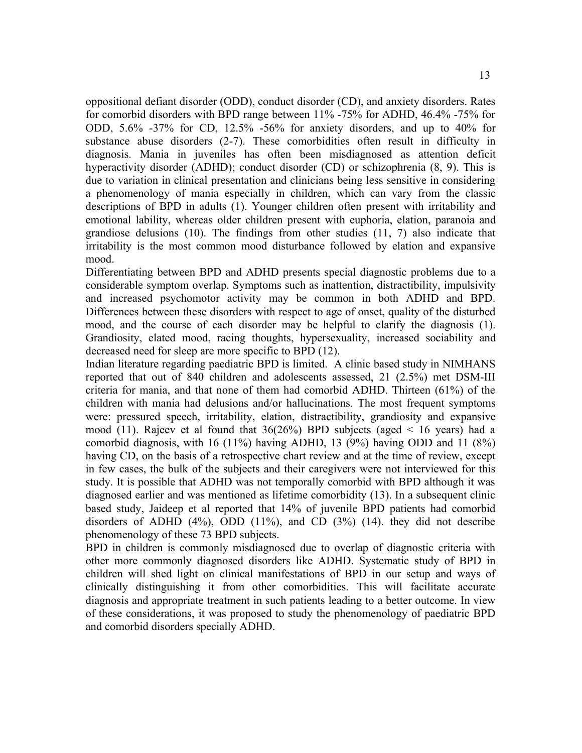oppositional defiant disorder (ODD), conduct disorder (CD), and anxiety disorders. Rates for comorbid disorders with BPD range between 11% -75% for ADHD, 46.4% -75% for ODD, 5.6% -37% for CD, 12.5% -56% for anxiety disorders, and up to 40% for substance abuse disorders (2-7). These comorbidities often result in difficulty in diagnosis. Mania in juveniles has often been misdiagnosed as attention deficit hyperactivity disorder (ADHD); conduct disorder (CD) or schizophrenia (8, 9). This is due to variation in clinical presentation and clinicians being less sensitive in considering a phenomenology of mania especially in children, which can vary from the classic descriptions of BPD in adults (1). Younger children often present with irritability and emotional lability, whereas older children present with euphoria, elation, paranoia and grandiose delusions (10). The findings from other studies (11, 7) also indicate that irritability is the most common mood disturbance followed by elation and expansive mood.

Differentiating between BPD and ADHD presents special diagnostic problems due to a considerable symptom overlap. Symptoms such as inattention, distractibility, impulsivity and increased psychomotor activity may be common in both ADHD and BPD. Differences between these disorders with respect to age of onset, quality of the disturbed mood, and the course of each disorder may be helpful to clarify the diagnosis (1). Grandiosity, elated mood, racing thoughts, hypersexuality, increased sociability and decreased need for sleep are more specific to BPD (12).

Indian literature regarding paediatric BPD is limited. A clinic based study in NIMHANS reported that out of 840 children and adolescents assessed, 21 (2.5%) met DSM-III criteria for mania, and that none of them had comorbid ADHD. Thirteen (61%) of the children with mania had delusions and/or hallucinations. The most frequent symptoms were: pressured speech, irritability, elation, distractibility, grandiosity and expansive mood (11). Rajeev et al found that 36(26%) BPD subjects (aged < 16 years) had a comorbid diagnosis, with 16 (11%) having ADHD, 13 (9%) having ODD and 11 (8%) having CD, on the basis of a retrospective chart review and at the time of review, except in few cases, the bulk of the subjects and their caregivers were not interviewed for this study. It is possible that ADHD was not temporally comorbid with BPD although it was diagnosed earlier and was mentioned as lifetime comorbidity (13). In a subsequent clinic based study, Jaideep et al reported that 14% of juvenile BPD patients had comorbid disorders of ADHD (4%), ODD (11%), and CD (3%) (14). they did not describe phenomenology of these 73 BPD subjects.

BPD in children is commonly misdiagnosed due to overlap of diagnostic criteria with other more commonly diagnosed disorders like ADHD. Systematic study of BPD in children will shed light on clinical manifestations of BPD in our setup and ways of clinically distinguishing it from other comorbidities. This will facilitate accurate diagnosis and appropriate treatment in such patients leading to a better outcome. In view of these considerations, it was proposed to study the phenomenology of paediatric BPD and comorbid disorders specially ADHD.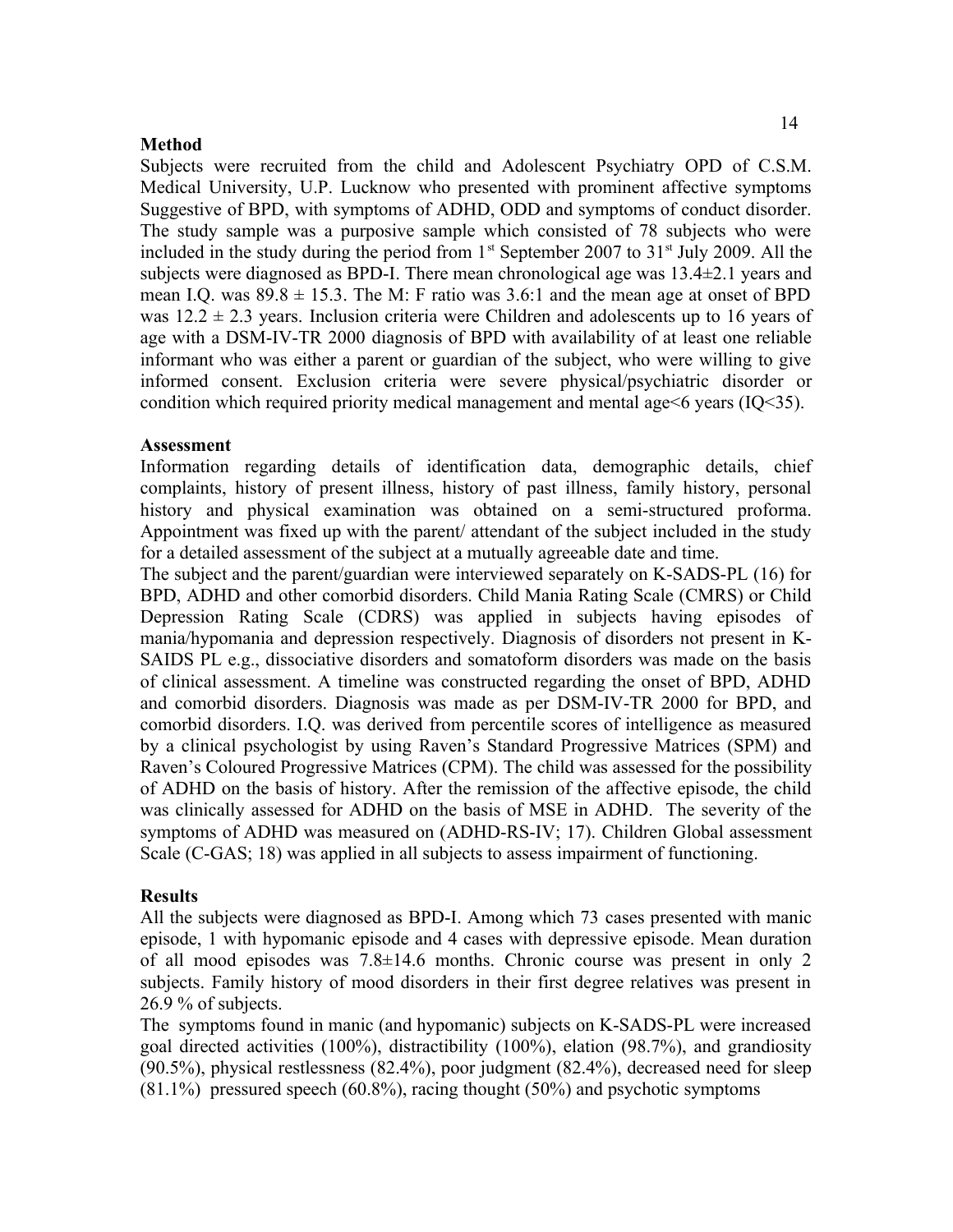**Method**

Subjects were recruited from the child and Adolescent Psychiatry OPD of C.S.M. Medical University, U.P. Lucknow who presented with prominent affective symptoms Suggestive of BPD, with symptoms of ADHD, ODD and symptoms of conduct disorder. The study sample was a purposive sample which consisted of 78 subjects who were included in the study during the period from 1st September 2007 to 31st July 2009. All the subjects were diagnosed as BPD-I. There mean chronological age was 13.4±2.1 years and mean I.Q. was 89.8 ± 15.3. The M: F ratio was 3.6:1 and the mean age at onset of BPD was 12.2 ± 2.3 years. Inclusion criteria were Children and adolescents up to 16 years of age with a DSM-IV-TR 2000 diagnosis of BPD with availability of at least one reliable informant who was either a parent or guardian of the subject, who were willing to give informed consent. Exclusion criteria were severe physical/psychiatric disorder or condition which required priority medical management and mental age<6 years (IQ<35).

**Assessment**

Information regarding details of identification data, demographic details, chief complaints, history of present illness, history of past illness, family history, personal history and physical examination was obtained on a semi-structured proforma. Appointment was fixed up with the parent/ attendant of the subject included in the study for a detailed assessment of the subject at a mutually agreeable date and time.

The subject and the parent/guardian were interviewed separately on K-SADS-PL (16) for BPD, ADHD and other comorbid disorders. Child Mania Rating Scale (CMRS) or Child Depression Rating Scale (CDRS) was applied in subjects having episodes of mania/hypomania and depression respectively. Diagnosis of disorders not present in K-SAIDS PL e.g., dissociative disorders and somatoform disorders was made on the basis of clinical assessment. A timeline was constructed regarding the onset of BPD, ADHD and comorbid disorders. Diagnosis was made as per DSM-IV-TR 2000 for BPD, and comorbid disorders. I.Q. was derived from percentile scores of intelligence as measured by a clinical psychologist by using Raven's Standard Progressive Matrices (SPM) and Raven's Coloured Progressive Matrices (CPM). The child was assessed for the possibility of ADHD on the basis of history. After the remission of the affective episode, the child was clinically assessed for ADHD on the basis of MSE in ADHD. The severity of the symptoms of ADHD was measured on (ADHD-RS-IV; 17). Children Global assessment Scale (C-GAS; 18) was applied in all subjects to assess impairment of functioning.

**Results**

All the subjects were diagnosed as BPD-I. Among which 73 cases presented with manic episode, 1 with hypomanic episode and 4 cases with depressive episode. Mean duration of all mood episodes was 7.8±14.6 months. Chronic course was present in only 2 subjects. Family history of mood disorders in their first degree relatives was present in 26.9 % of subjects.

The symptoms found in manic (and hypomanic) subjects on K-SADS-PL were increased goal directed activities (100%), distractibility (100%), elation (98.7%), and grandiosity (90.5%), physical restlessness (82.4%), poor judgment (82.4%), decreased need for sleep (81.1%) pressured speech (60.8%), racing thought (50%) and psychotic symptoms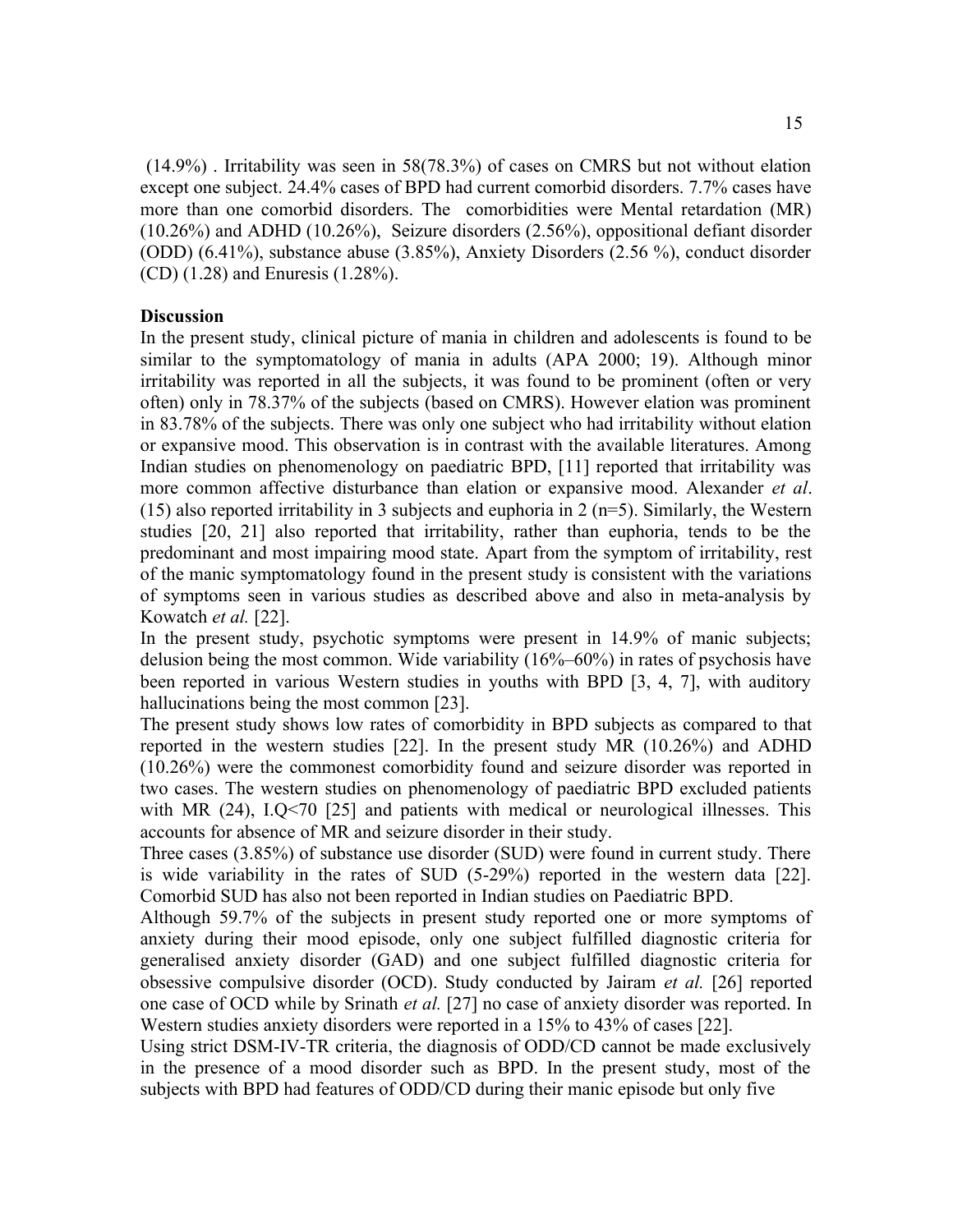(14.9%) . Irritability was seen in 58(78.3%) of cases on CMRS but not without elation except one subject. 24.4% cases of BPD had current comorbid disorders. 7.7% cases have more than one comorbid disorders. The comorbidities were Mental retardation (MR) (10.26%) and ADHD (10.26%), Seizure disorders (2.56%), oppositional defiant disorder (ODD) (6.41%), substance abuse (3.85%), Anxiety Disorders (2.56 %), conduct disorder (CD) (1.28) and Enuresis (1.28%).

**Discussion**

In the present study, clinical picture of mania in children and adolescents is found to be similar to the symptomatology of mania in adults (APA 2000; 19). Although minor irritability was reported in all the subjects, it was found to be prominent (often or very often) only in 78.37% of the subjects (based on CMRS). However elation was prominent in 83.78% of the subjects. There was only one subject who had irritability without elation or expansive mood. This observation is in contrast with the available literatures. Among Indian studies on phenomenology on paediatric BPD, [11] reported that irritability was more common affective disturbance than elation or expansive mood. Alexander *et al*. (15) also reported irritability in 3 subjects and euphoria in 2 (n=5). Similarly, the Western studies [20, 21] also reported that irritability, rather than euphoria, tends to be the predominant and most impairing mood state. Apart from the symptom of irritability, rest of the manic symptomatology found in the present study is consistent with the variations of symptoms seen in various studies as described above and also in meta-analysis by Kowatch *et al.* [22].

In the present study, psychotic symptoms were present in 14.9% of manic subjects; delusion being the most common. Wide variability (16%–60%) in rates of psychosis have been reported in various Western studies in youths with BPD [3, 4, 7], with auditory hallucinations being the most common [23].

The present study shows low rates of comorbidity in BPD subjects as compared to that reported in the western studies [22]. In the present study MR (10.26%) and ADHD (10.26%) were the commonest comorbidity found and seizure disorder was reported in two cases. The western studies on phenomenology of paediatric BPD excluded patients with MR (24), I.Q<70 [25] and patients with medical or neurological illnesses. This accounts for absence of MR and seizure disorder in their study.

Three cases (3.85%) of substance use disorder (SUD) were found in current study. There is wide variability in the rates of SUD (5-29%) reported in the western data [22]. Comorbid SUD has also not been reported in Indian studies on Paediatric BPD.

Although 59.7% of the subjects in present study reported one or more symptoms of anxiety during their mood episode, only one subject fulfilled diagnostic criteria for generalised anxiety disorder (GAD) and one subject fulfilled diagnostic criteria for obsessive compulsive disorder (OCD). Study conducted by Jairam *et al.* [26] reported one case of OCD while by Srinath *et al.* [27] no case of anxiety disorder was reported. In Western studies anxiety disorders were reported in a 15% to 43% of cases [22].

Using strict DSM-IV-TR criteria, the diagnosis of ODD/CD cannot be made exclusively in the presence of a mood disorder such as BPD. In the present study, most of the subjects with BPD had features of ODD/CD during their manic episode but only five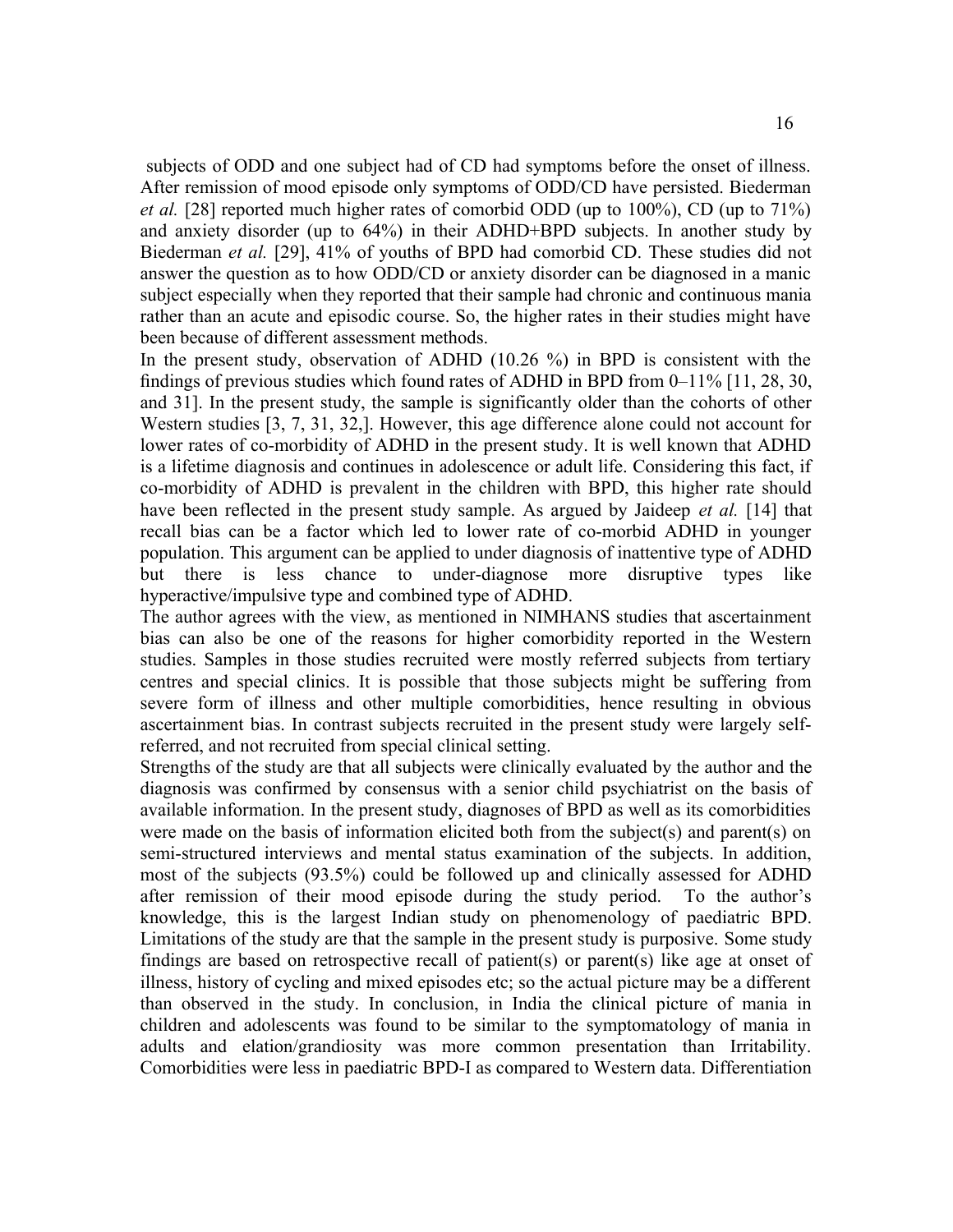subjects of ODD and one subject had of CD had symptoms before the onset of illness. After remission of mood episode only symptoms of ODD/CD have persisted. Biederman *et al.* [28] reported much higher rates of comorbid ODD (up to 100%), CD (up to 71%) and anxiety disorder (up to 64%) in their ADHD+BPD subjects. In another study by Biederman *et al.* [29], 41% of youths of BPD had comorbid CD. These studies did not answer the question as to how ODD/CD or anxiety disorder can be diagnosed in a manic subject especially when they reported that their sample had chronic and continuous mania rather than an acute and episodic course. So, the higher rates in their studies might have been because of different assessment methods.

In the present study, observation of ADHD (10.26 %) in BPD is consistent with the findings of previous studies which found rates of ADHD in BPD from 0–11% [11, 28, 30, and 31]. In the present study, the sample is significantly older than the cohorts of other Western studies [3, 7, 31, 32,]. However, this age difference alone could not account for lower rates of co-morbidity of ADHD in the present study. It is well known that ADHD is a lifetime diagnosis and continues in adolescence or adult life. Considering this fact, if co-morbidity of ADHD is prevalent in the children with BPD, this higher rate should have been reflected in the present study sample. As argued by Jaideep *et al.* [14] that recall bias can be a factor which led to lower rate of co-morbid ADHD in younger population. This argument can be applied to under diagnosis of inattentive type of ADHD but there is less chance to under-diagnose more disruptive types like hyperactive/impulsive type and combined type of ADHD.

The author agrees with the view, as mentioned in NIMHANS studies that ascertainment bias can also be one of the reasons for higher comorbidity reported in the Western studies. Samples in those studies recruited were mostly referred subjects from tertiary centres and special clinics. It is possible that those subjects might be suffering from severe form of illness and other multiple comorbidities, hence resulting in obvious ascertainment bias. In contrast subjects recruited in the present study were largely self-referred, and not recruited from special clinical setting.

Strengths of the study are that all subjects were clinically evaluated by the author and the diagnosis was confirmed by consensus with a senior child psychiatrist on the basis of available information. In the present study, diagnoses of BPD as well as its comorbidities were made on the basis of information elicited both from the subject(s) and parent(s) on semi-structured interviews and mental status examination of the subjects. In addition, most of the subjects (93.5%) could be followed up and clinically assessed for ADHD after remission of their mood episode during the study period. To the author's knowledge, this is the largest Indian study on phenomenology of paediatric BPD. Limitations of the study are that the sample in the present study is purposive. Some study findings are based on retrospective recall of patient(s) or parent(s) like age at onset of illness, history of cycling and mixed episodes etc; so the actual picture may be a different than observed in the study. In conclusion, in India the clinical picture of mania in children and adolescents was found to be similar to the symptomatology of mania in adults and elation/grandiosity was more common presentation than Irritability. Comorbidities were less in paediatric BPD-I as compared to Western data. Differentiation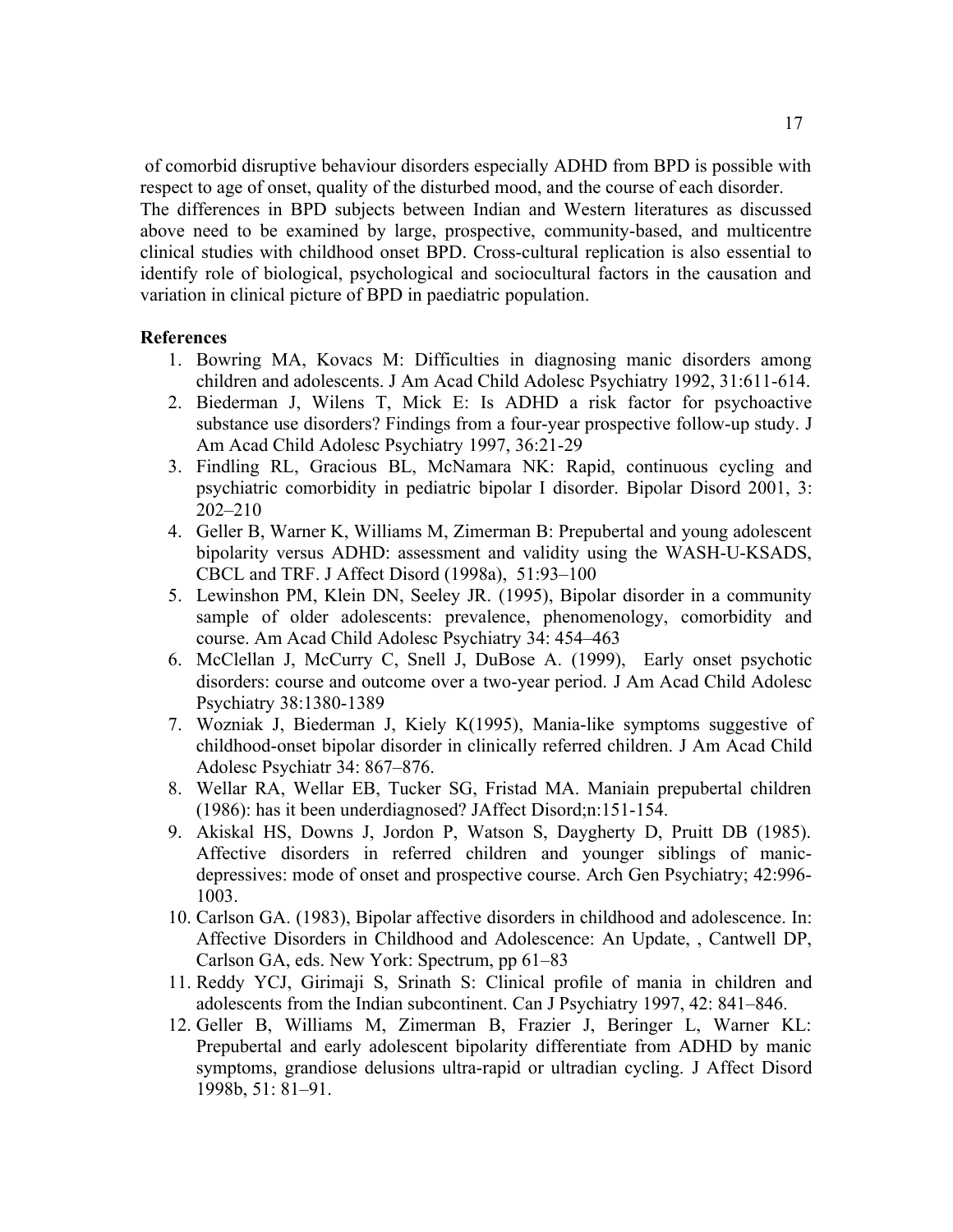of comorbid disruptive behaviour disorders especially ADHD from BPD is possible with respect to age of onset, quality of the disturbed mood, and the course of each disorder.
The differences in BPD subjects between Indian and Western literatures as discussed above need to be examined by large, prospective, community-based, and multicentre clinical studies with childhood onset BPD. Cross-cultural replication is also essential to identify role of biological, psychological and sociocultural factors in the causation and variation in clinical picture of BPD in paediatric population.

**References**

1. Bowring MA, Kovacs M: Difficulties in diagnosing manic disorders among children and adolescents. J Am Acad Child Adolesc Psychiatry 1992, 31:611-614.
2. Biederman J, Wilens T, Mick E: Is ADHD a risk factor for psychoactive substance use disorders? Findings from a four-year prospective follow-up study. J Am Acad Child Adolesc Psychiatry 1997, 36:21-29
3. Findling RL, Gracious BL, McNamara NK: Rapid, continuous cycling and psychiatric comorbidity in pediatric bipolar I disorder. Bipolar Disord 2001, 3: 202–210
4. Geller B, Warner K, Williams M, Zimerman B: Prepubertal and young adolescent bipolarity versus ADHD: assessment and validity using the WASH-U-KSADS, CBCL and TRF. J Affect Disord (1998a), 51:93–100
5. Lewinshon PM, Klein DN, Seeley JR. (1995), Bipolar disorder in a community sample of older adolescents: prevalence, phenomenology, comorbidity and course. Am Acad Child Adolesc Psychiatry 34: 454–463
6. McClellan J, McCurry C, Snell J, DuBose A. (1999), Early onset psychotic disorders: course and outcome over a two-year period. J Am Acad Child Adolesc Psychiatry 38:1380-1389
7. Wozniak J, Biederman J, Kiely K(1995), Mania-like symptoms suggestive of childhood-onset bipolar disorder in clinically referred children. J Am Acad Child Adolesc Psychiatr 34: 867–876.
8. Wellar RA, Wellar EB, Tucker SG, Fristad MA. Maniain prepubertal children (1986): has it been underdiagnosed? JAffect Disord;n:151-154.
9. Akiskal HS, Downs J, Jordon P, Watson S, Daygherty D, Pruitt DB (1985). Affective disorders in referred children and younger siblings of manic-depressives: mode of onset and prospective course. Arch Gen Psychiatry; 42:996-1003.
10. Carlson GA. (1983), Bipolar affective disorders in childhood and adolescence. In: Affective Disorders in Childhood and Adolescence: An Update, , Cantwell DP, Carlson GA, eds. New York: Spectrum, pp 61–83
11. Reddy YCJ, Girimaji S, Srinath S: Clinical profile of mania in children and adolescents from the Indian subcontinent. Can J Psychiatry 1997, 42: 841–846.
12. Geller B, Williams M, Zimerman B, Frazier J, Beringer L, Warner KL: Prepubertal and early adolescent bipolarity differentiate from ADHD by manic symptoms, grandiose delusions ultra-rapid or ultradian cycling. J Affect Disord 1998b, 51: 81–91.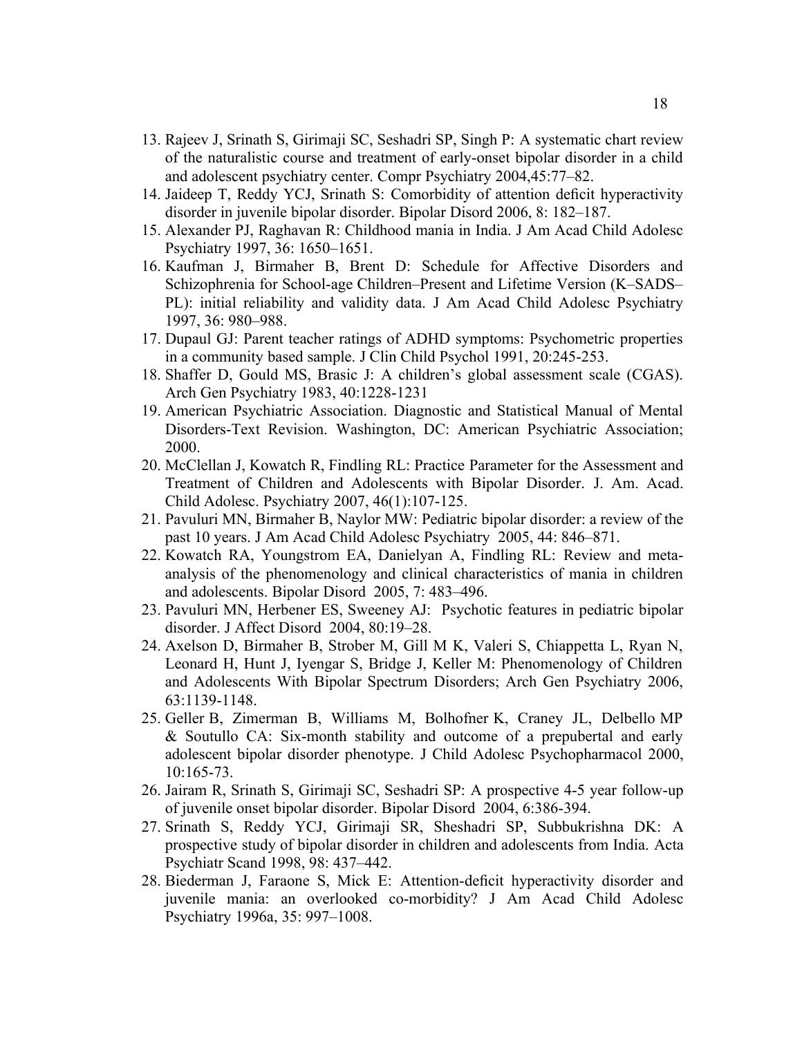13. Rajeev J, Srinath S, Girimaji SC, Seshadri SP, Singh P: A systematic chart review of the naturalistic course and treatment of early-onset bipolar disorder in a child and adolescent psychiatry center. Compr Psychiatry 2004,45:77–82.
14. Jaideep T, Reddy YCJ, Srinath S: Comorbidity of attention deficit hyperactivity disorder in juvenile bipolar disorder. Bipolar Disord 2006, 8: 182–187.
15. Alexander PJ, Raghavan R: Childhood mania in India. J Am Acad Child Adolesc Psychiatry 1997, 36: 1650–1651.
16. Kaufman J, Birmaher B, Brent D: Schedule for Affective Disorders and Schizophrenia for School-age Children–Present and Lifetime Version (K–SADS–PL): initial reliability and validity data. J Am Acad Child Adolesc Psychiatry 1997, 36: 980–988.
17. Dupaul GJ: Parent teacher ratings of ADHD symptoms: Psychometric properties in a community based sample. J Clin Child Psychol 1991, 20:245-253.
18. Shaffer D, Gould MS, Brasic J: A children's global assessment scale (CGAS). Arch Gen Psychiatry 1983, 40:1228-1231
19. American Psychiatric Association. Diagnostic and Statistical Manual of Mental Disorders-Text Revision. Washington, DC: American Psychiatric Association; 2000.
20. McClellan J, Kowatch R, Findling RL: Practice Parameter for the Assessment and Treatment of Children and Adolescents with Bipolar Disorder. J. Am. Acad. Child Adolesc. Psychiatry 2007, 46(1):107-125.
21. Pavuluri MN, Birmaher B, Naylor MW: Pediatric bipolar disorder: a review of the past 10 years. J Am Acad Child Adolesc Psychiatry 2005, 44: 846–871.
22. Kowatch RA, Youngstrom EA, Danielyan A, Findling RL: Review and meta-analysis of the phenomenology and clinical characteristics of mania in children and adolescents. Bipolar Disord 2005, 7: 483–496.
23. Pavuluri MN, Herbener ES, Sweeney AJ: Psychotic features in pediatric bipolar disorder. J Affect Disord 2004, 80:19–28.
24. Axelson D, Birmaher B, Strober M, Gill M K, Valeri S, Chiappetta L, Ryan N, Leonard H, Hunt J, Iyengar S, Bridge J, Keller M: Phenomenology of Children and Adolescents With Bipolar Spectrum Disorders; Arch Gen Psychiatry 2006, 63:1139-1148.
25. Geller B, Zimerman B, Williams M, Bolhofner K, Craney JL, Delbello MP & Soutullo CA: Six-month stability and outcome of a prepubertal and early adolescent bipolar disorder phenotype. J Child Adolesc Psychopharmacol 2000, 10:165-73.
26. Jairam R, Srinath S, Girimaji SC, Seshadri SP: A prospective 4-5 year follow-up of juvenile onset bipolar disorder. Bipolar Disord 2004, 6:386-394.
27. Srinath S, Reddy YCJ, Girimaji SR, Sheshadri SP, Subbukrishna DK: A prospective study of bipolar disorder in children and adolescents from India. Acta Psychiatr Scand 1998, 98: 437–442.
28. Biederman J, Faraone S, Mick E: Attention-deficit hyperactivity disorder and juvenile mania: an overlooked co-morbidity? J Am Acad Child Adolesc Psychiatry 1996a, 35: 997–1008.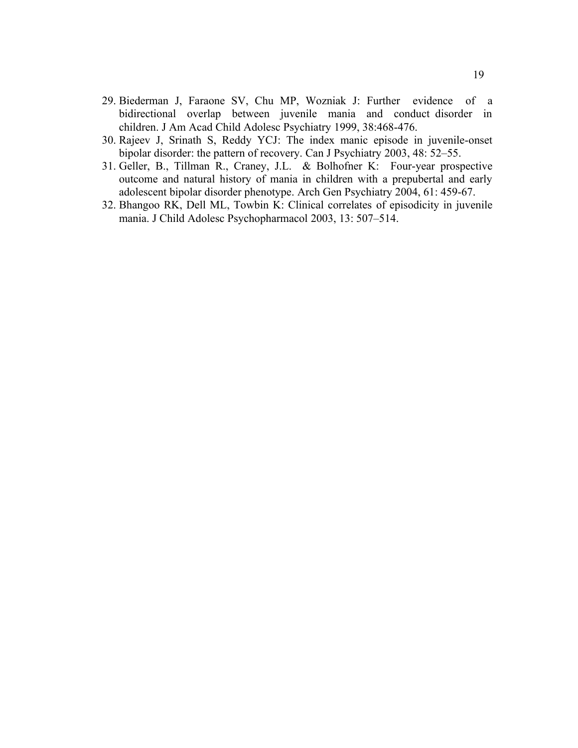29. Biederman J, Faraone SV, Chu MP, Wozniak J: Further evidence of a bidirectional overlap between juvenile mania and conduct disorder in children. J Am Acad Child Adolesc Psychiatry 1999, 38:468-476.
30. Rajeev J, Srinath S, Reddy YCJ: The index manic episode in juvenile-onset bipolar disorder: the pattern of recovery. Can J Psychiatry 2003, 48: 52–55.
31. Geller, B., Tillman R., Craney, J.L. & Bolhofner K: Four-year prospective outcome and natural history of mania in children with a prepubertal and early adolescent bipolar disorder phenotype. Arch Gen Psychiatry 2004, 61: 459-67.
32. Bhangoo RK, Dell ML, Towbin K: Clinical correlates of episodicity in juvenile mania. J Child Adolesc Psychopharmacol 2003, 13: 507–514.